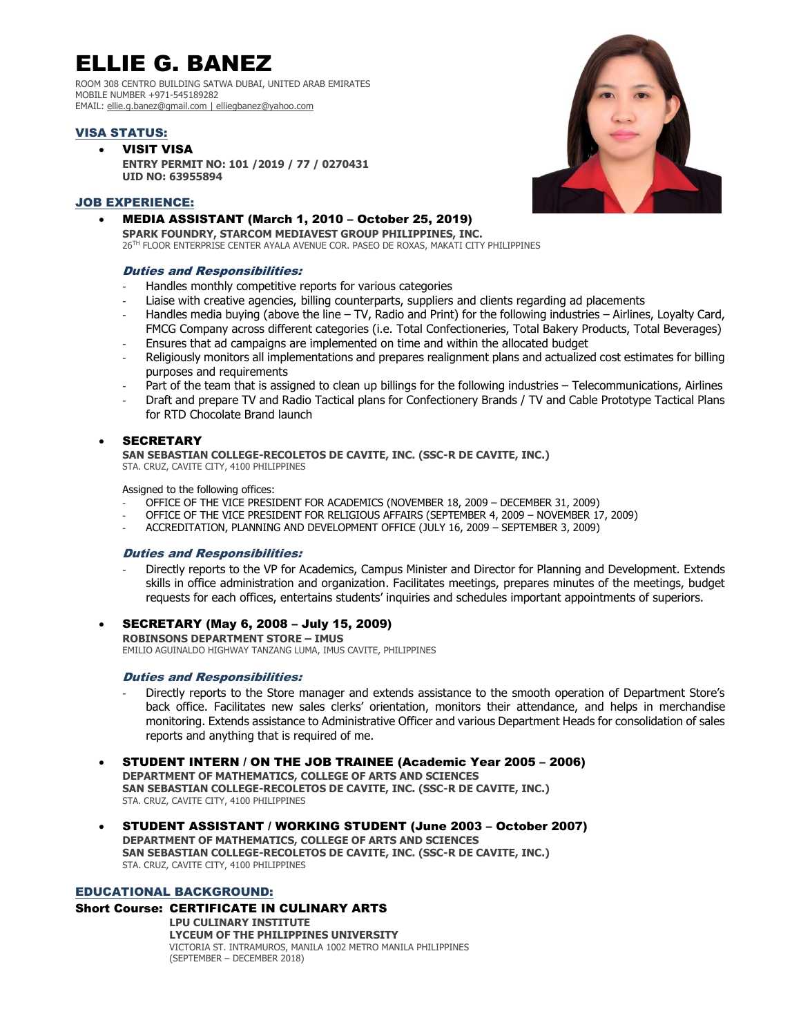# ELLIE G. BANEZ

ROOM 308 CENTRO BUILDING SATWA DUBAI, UNITED ARAB EMIRATES
MOBILE NUMBER +971-545189282
EMAIL: ellie.g.banez@gmail.com | elliegbanez@yahoo.com

## VISA STATUS:

- **VISIT VISA**
  **ENTRY PERMIT NO: 101 /2019 / 77 / 0270431**
  **UID NO: 63955894**

## JOB EXPERIENCE:

- **MEDIA ASSISTANT (March 1, 2010 – October 25, 2019)**
  **SPARK FOUNDRY, STARCOM MEDIAVEST GROUP PHILIPPINES, INC.**
  26TH FLOOR ENTERPRISE CENTER AYALA AVENUE COR. PASEO DE ROXAS, MAKATI CITY PHILIPPINES

  ***Duties and Responsibilities:***
  - Handles monthly competitive reports for various categories
  - Liaise with creative agencies, billing counterparts, suppliers and clients regarding ad placements
  - Handles media buying (above the line – TV, Radio and Print) for the following industries – Airlines, Loyalty Card, FMCG Company across different categories (i.e. Total Confectioneries, Total Bakery Products, Total Beverages)
  - Ensures that ad campaigns are implemented on time and within the allocated budget
  - Religiously monitors all implementations and prepares realignment plans and actualized cost estimates for billing purposes and requirements
  - Part of the team that is assigned to clean up billings for the following industries – Telecommunications, Airlines
  - Draft and prepare TV and Radio Tactical plans for Confectionery Brands / TV and Cable Prototype Tactical Plans for RTD Chocolate Brand launch

- **SECRETARY**
  **SAN SEBASTIAN COLLEGE-RECOLETOS DE CAVITE, INC. (SSC-R DE CAVITE, INC.)**
  STA. CRUZ, CAVITE CITY, 4100 PHILIPPINES

  Assigned to the following offices:
  - OFFICE OF THE VICE PRESIDENT FOR ACADEMICS (NOVEMBER 18, 2009 – DECEMBER 31, 2009)
  - OFFICE OF THE VICE PRESIDENT FOR RELIGIOUS AFFAIRS (SEPTEMBER 4, 2009 – NOVEMBER 17, 2009)
  - ACCREDITATION, PLANNING AND DEVELOPMENT OFFICE (JULY 16, 2009 – SEPTEMBER 3, 2009)

  ***Duties and Responsibilities:***
  - Directly reports to the VP for Academics, Campus Minister and Director for Planning and Development. Extends skills in office administration and organization. Facilitates meetings, prepares minutes of the meetings, budget requests for each offices, entertains students' inquiries and schedules important appointments of superiors.

- **SECRETARY (May 6, 2008 – July 15, 2009)**
  **ROBINSONS DEPARTMENT STORE – IMUS**
  EMILIO AGUINALDO HIGHWAY TANZANG LUMA, IMUS CAVITE, PHILIPPINES

  ***Duties and Responsibilities:***
  - Directly reports to the Store manager and extends assistance to the smooth operation of Department Store's back office. Facilitates new sales clerks' orientation, monitors their attendance, and helps in merchandise monitoring. Extends assistance to Administrative Officer and various Department Heads for consolidation of sales reports and anything that is required of me.

- **STUDENT INTERN / ON THE JOB TRAINEE (Academic Year 2005 – 2006)**
  **DEPARTMENT OF MATHEMATICS, COLLEGE OF ARTS AND SCIENCES**
  **SAN SEBASTIAN COLLEGE-RECOLETOS DE CAVITE, INC. (SSC-R DE CAVITE, INC.)**
  STA. CRUZ, CAVITE CITY, 4100 PHILIPPINES

- **STUDENT ASSISTANT / WORKING STUDENT (June 2003 – October 2007)**
  **DEPARTMENT OF MATHEMATICS, COLLEGE OF ARTS AND SCIENCES**
  **SAN SEBASTIAN COLLEGE-RECOLETOS DE CAVITE, INC. (SSC-R DE CAVITE, INC.)**
  STA. CRUZ, CAVITE CITY, 4100 PHILIPPINES

## EDUCATIONAL BACKGROUND:

**Short Course: CERTIFICATE IN CULINARY ARTS**
**LPU CULINARY INSTITUTE**
**LYCEUM OF THE PHILIPPINES UNIVERSITY**
VICTORIA ST. INTRAMUROS, MANILA 1002 METRO MANILA PHILIPPINES
(SEPTEMBER – DECEMBER 2018)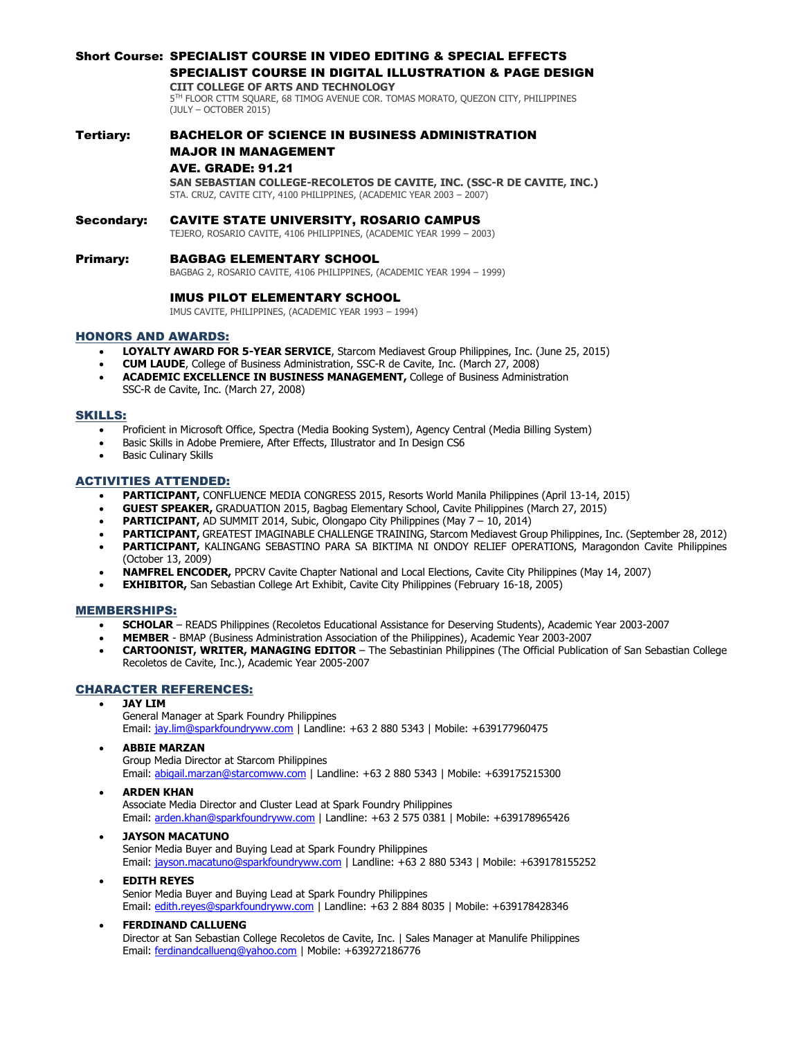**Short Course:** **SPECIALIST COURSE IN VIDEO EDITING & SPECIAL EFFECTS**
**SPECIALIST COURSE IN DIGITAL ILLUSTRATION & PAGE DESIGN**
**CIIT COLLEGE OF ARTS AND TECHNOLOGY**
5TH FLOOR CTTM SQUARE, 68 TIMOG AVENUE COR. TOMAS MORATO, QUEZON CITY, PHILIPPINES
(JULY – OCTOBER 2015)

**Tertiary:** **BACHELOR OF SCIENCE IN BUSINESS ADMINISTRATION**
**MAJOR IN MANAGEMENT**
**AVE. GRADE: 91.21**
**SAN SEBASTIAN COLLEGE-RECOLETOS DE CAVITE, INC. (SSC-R DE CAVITE, INC.)**
STA. CRUZ, CAVITE CITY, 4100 PHILIPPINES, (ACADEMIC YEAR 2003 – 2007)

**Secondary:** **CAVITE STATE UNIVERSITY, ROSARIO CAMPUS**
TEJERO, ROSARIO CAVITE, 4106 PHILIPPINES, (ACADEMIC YEAR 1999 – 2003)

**Primary:** **BAGBAG ELEMENTARY SCHOOL**
BAGBAG 2, ROSARIO CAVITE, 4106 PHILIPPINES, (ACADEMIC YEAR 1994 – 1999)

**IMUS PILOT ELEMENTARY SCHOOL**
IMUS CAVITE, PHILIPPINES, (ACADEMIC YEAR 1993 – 1994)

## HONORS AND AWARDS:

- **LOYALTY AWARD FOR 5-YEAR SERVICE**, Starcom Mediavest Group Philippines, Inc. (June 25, 2015)
- **CUM LAUDE**, College of Business Administration, SSC-R de Cavite, Inc. (March 27, 2008)
- **ACADEMIC EXCELLENCE IN BUSINESS MANAGEMENT,** College of Business Administration SSC-R de Cavite, Inc. (March 27, 2008)

## SKILLS:

- Proficient in Microsoft Office, Spectra (Media Booking System), Agency Central (Media Billing System)
- Basic Skills in Adobe Premiere, After Effects, Illustrator and In Design CS6
- Basic Culinary Skills

## ACTIVITIES ATTENDED:

- **PARTICIPANT,** CONFLUENCE MEDIA CONGRESS 2015, Resorts World Manila Philippines (April 13-14, 2015)
- **GUEST SPEAKER,** GRADUATION 2015, Bagbag Elementary School, Cavite Philippines (March 27, 2015)
- **PARTICIPANT,** AD SUMMIT 2014, Subic, Olongapo City Philippines (May 7 – 10, 2014)
- **PARTICIPANT,** GREATEST IMAGINABLE CHALLENGE TRAINING, Starcom Mediavest Group Philippines, Inc. (September 28, 2012)
- **PARTICIPANT,** KALINGANG SEBASTINO PARA SA BIKTIMA NI ONDOY RELIEF OPERATIONS, Maragondon Cavite Philippines (October 13, 2009)
- **NAMFREL ENCODER,** PPCRV Cavite Chapter National and Local Elections, Cavite City Philippines (May 14, 2007)
- **EXHIBITOR,** San Sebastian College Art Exhibit, Cavite City Philippines (February 16-18, 2005)

## MEMBERSHIPS:

- **SCHOLAR** – READS Philippines (Recoletos Educational Assistance for Deserving Students), Academic Year 2003-2007
- **MEMBER** - BMAP (Business Administration Association of the Philippines), Academic Year 2003-2007
- **CARTOONIST, WRITER, MANAGING EDITOR** – The Sebastinian Philippines (The Official Publication of San Sebastian College Recoletos de Cavite, Inc.), Academic Year 2005-2007

## CHARACTER REFERENCES:

- **JAY LIM**
  General Manager at Spark Foundry Philippines
  Email: jay.lim@sparkfoundryww.com | Landline: +63 2 880 5343 | Mobile: +639177960475
- **ABBIE MARZAN**
  Group Media Director at Starcom Philippines
  Email: abigail.marzan@starcomww.com | Landline: +63 2 880 5343 | Mobile: +639175215300
- **ARDEN KHAN**
  Associate Media Director and Cluster Lead at Spark Foundry Philippines
  Email: arden.khan@sparkfoundryww.com | Landline: +63 2 575 0381 | Mobile: +639178965426
- **JAYSON MACATUNO**
  Senior Media Buyer and Buying Lead at Spark Foundry Philippines
  Email: jayson.macatuno@sparkfoundryww.com | Landline: +63 2 880 5343 | Mobile: +639178155252
- **EDITH REYES**
  Senior Media Buyer and Buying Lead at Spark Foundry Philippines
  Email: edith.reyes@sparkfoundryww.com | Landline: +63 2 884 8035 | Mobile: +639178428346
- **FERDINAND CALLUENG**
  Director at San Sebastian College Recoletos de Cavite, Inc. | Sales Manager at Manulife Philippines
  Email: ferdinandcallueng@yahoo.com | Mobile: +639272186776